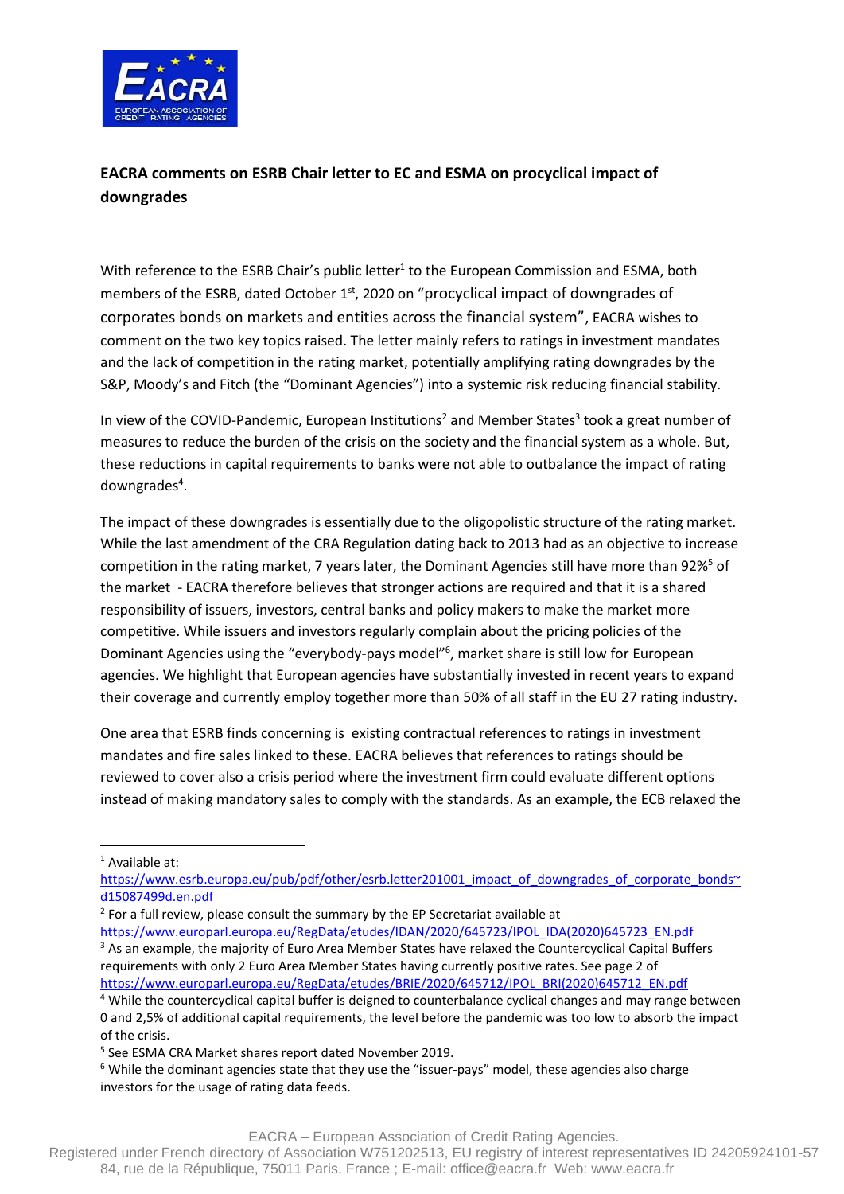**EACRA comments on ESRB Chair letter to EC and ESMA on procyclical impact of downgrades**

With reference to the ESRB Chair's public letter[1] to the European Commission and ESMA, both members of the ESRB, dated October 1[st], 2020 on "procyclical impact of downgrades of corporates bonds on markets and entities across the financial system", EACRA wishes to comment on the two key topics raised. The letter mainly refers to ratings in investment mandates and the lack of competition in the rating market, potentially amplifying rating downgrades by the S&P, Moody's and Fitch (the "Dominant Agencies") into a systemic risk reducing financial stability.

In view of the COVID-Pandemic, European Institutions[2] and Member States[3] took a great number of measures to reduce the burden of the crisis on the society and the financial system as a whole. But, these reductions in capital requirements to banks were not able to outbalance the impact of rating downgrades[4].

The impact of these downgrades is essentially due to the oligopolistic structure of the rating market. While the last amendment of the CRA Regulation dating back to 2013 had as an objective to increase competition in the rating market, 7 years later, the Dominant Agencies still have more than 92%[5] of the market - EACRA therefore believes that stronger actions are required and that it is a shared responsibility of issuers, investors, central banks and policy makers to make the market more competitive. While issuers and investors regularly complain about the pricing policies of the Dominant Agencies using the "everybody-pays model"[6], market share is still low for European agencies. We highlight that European agencies have substantially invested in recent years to expand their coverage and currently employ together more than 50% of all staff in the EU 27 rating industry.

One area that ESRB finds concerning is existing contractual references to ratings in investment mandates and fire sales linked to these. EACRA believes that references to ratings should be reviewed to cover also a crisis period where the investment firm could evaluate different options instead of making mandatory sales to comply with the standards. As an example, the ECB relaxed the

---

[1] Available at: https://www.esrb.europa.eu/pub/pdf/other/esrb.letter201001_impact_of_downgrades_of_corporate_bonds~d15087499d.en.pdf

[2] For a full review, please consult the summary by the EP Secretariat available at https://www.europarl.europa.eu/RegData/etudes/IDAN/2020/645723/IPOL_IDA(2020)645723_EN.pdf

[3] As an example, the majority of Euro Area Member States have relaxed the Countercyclical Capital Buffers requirements with only 2 Euro Area Member States having currently positive rates. See page 2 of https://www.europarl.europa.eu/RegData/etudes/BRIE/2020/645712/IPOL_BRI(2020)645712_EN.pdf

[4] While the countercyclical capital buffer is deigned to counterbalance cyclical changes and may range between 0 and 2,5% of additional capital requirements, the level before the pandemic was too low to absorb the impact of the crisis.

[5] See ESMA CRA Market shares report dated November 2019.

[6] While the dominant agencies state that they use the "issuer-pays" model, these agencies also charge investors for the usage of rating data feeds.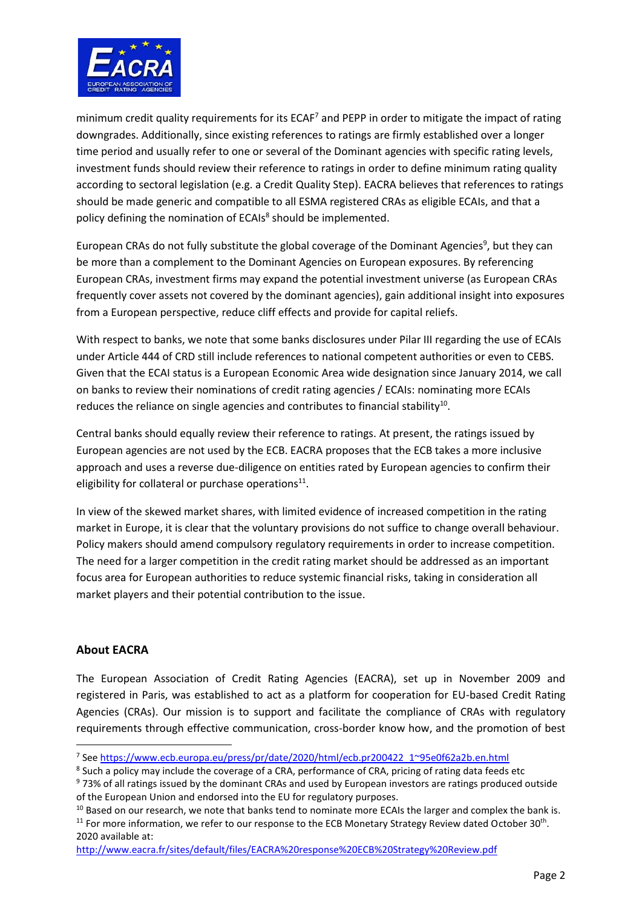minimum credit quality requirements for its ECAF[7] and PEPP in order to mitigate the impact of rating downgrades. Additionally, since existing references to ratings are firmly established over a longer time period and usually refer to one or several of the Dominant agencies with specific rating levels, investment funds should review their reference to ratings in order to define minimum rating quality according to sectoral legislation (e.g. a Credit Quality Step). EACRA believes that references to ratings should be made generic and compatible to all ESMA registered CRAs as eligible ECAIs, and that a policy defining the nomination of ECAIs[8] should be implemented.

European CRAs do not fully substitute the global coverage of the Dominant Agencies[9], but they can be more than a complement to the Dominant Agencies on European exposures. By referencing European CRAs, investment firms may expand the potential investment universe (as European CRAs frequently cover assets not covered by the dominant agencies), gain additional insight into exposures from a European perspective, reduce cliff effects and provide for capital reliefs.

With respect to banks, we note that some banks disclosures under Pilar III regarding the use of ECAIs under Article 444 of CRD still include references to national competent authorities or even to CEBS. Given that the ECAI status is a European Economic Area wide designation since January 2014, we call on banks to review their nominations of credit rating agencies / ECAIs: nominating more ECAIs reduces the reliance on single agencies and contributes to financial stability[10].

Central banks should equally review their reference to ratings. At present, the ratings issued by European agencies are not used by the ECB. EACRA proposes that the ECB takes a more inclusive approach and uses a reverse due-diligence on entities rated by European agencies to confirm their eligibility for collateral or purchase operations[11].

In view of the skewed market shares, with limited evidence of increased competition in the rating market in Europe, it is clear that the voluntary provisions do not suffice to change overall behaviour. Policy makers should amend compulsory regulatory requirements in order to increase competition. The need for a larger competition in the credit rating market should be addressed as an important focus area for European authorities to reduce systemic financial risks, taking in consideration all market players and their potential contribution to the issue.

## About EACRA

The European Association of Credit Rating Agencies (EACRA), set up in November 2009 and registered in Paris, was established to act as a platform for cooperation for EU-based Credit Rating Agencies (CRAs). Our mission is to support and facilitate the compliance of CRAs with regulatory requirements through effective communication, cross-border know how, and the promotion of best

---

[7] See https://www.ecb.europa.eu/press/pr/date/2020/html/ecb.pr200422_1~95e0f62a2b.en.html

[8] Such a policy may include the coverage of a CRA, performance of CRA, pricing of rating data feeds etc

[9] 73% of all ratings issued by the dominant CRAs and used by European investors are ratings produced outside of the European Union and endorsed into the EU for regulatory purposes.

[10] Based on our research, we note that banks tend to nominate more ECAIs the larger and complex the bank is.

[11] For more information, we refer to our response to the ECB Monetary Strategy Review dated October 30th. 2020 available at: http://www.eacra.fr/sites/default/files/EACRA%20response%20ECB%20Strategy%20Review.pdf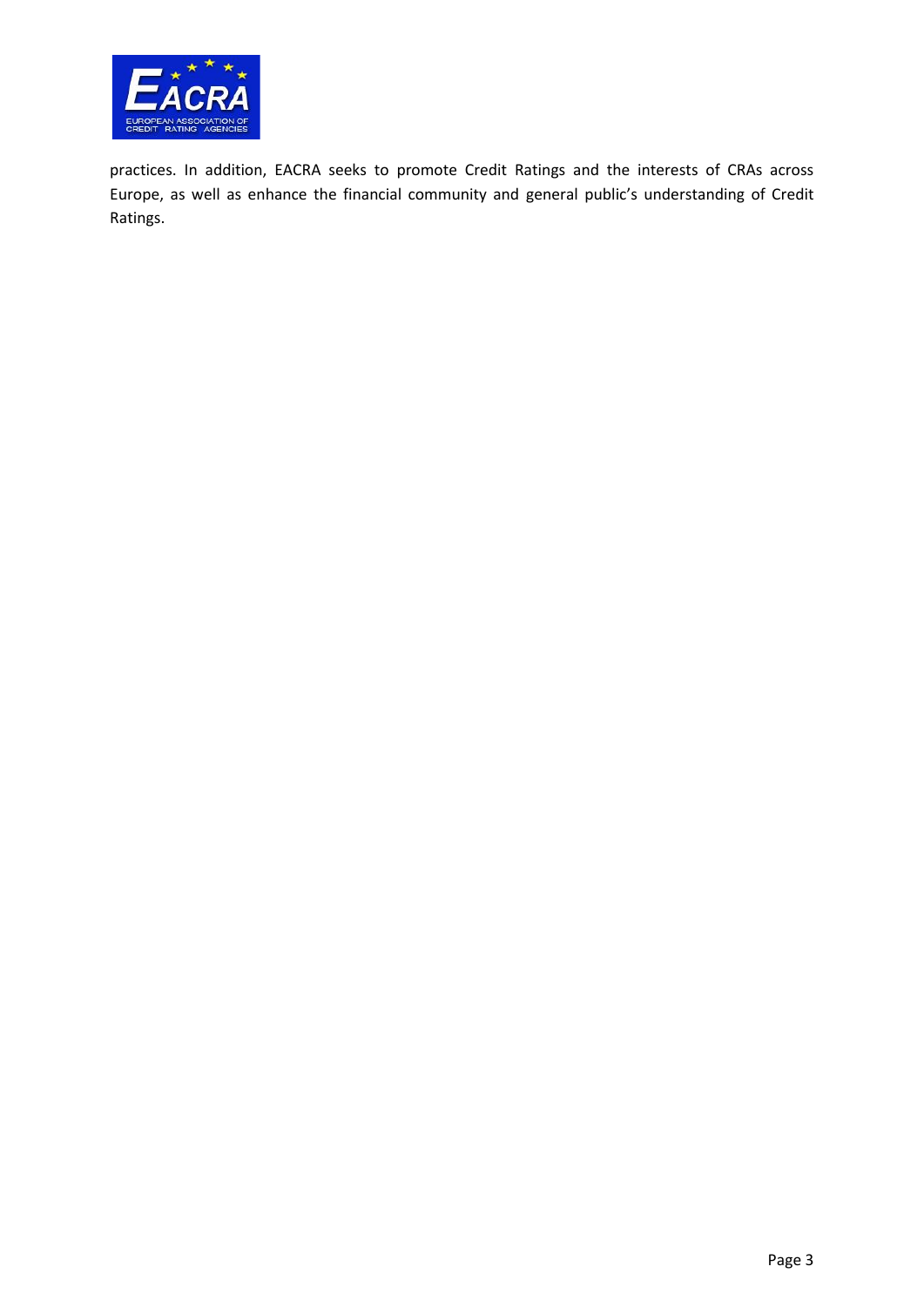practices. In addition, EACRA seeks to promote Credit Ratings and the interests of CRAs across Europe, as well as enhance the financial community and general public's understanding of Credit Ratings.